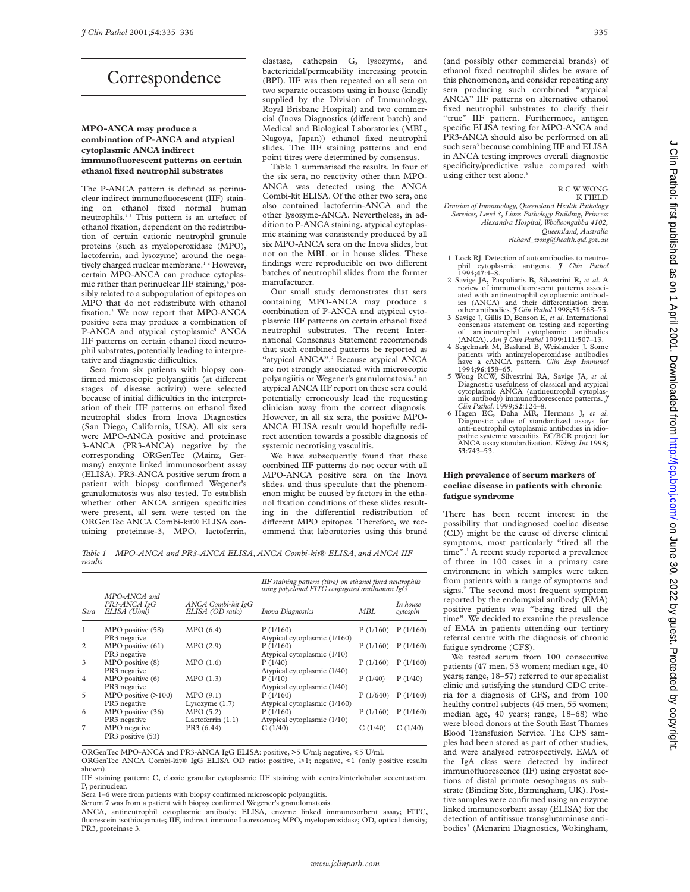# Correspondence

## MPO-ANCA may produce a combination of P-ANCA and atypical cytoplasmic ANCA indirect immunofluorescent patterns on certain ethanol fixed neutrophil substrates

The P-ANCA pattern is defined as perinuclear indirect immunofluorescent (IIF) staining on ethanol fixed normal human neutrophils.[1-3] This pattern is an artefact of ethanol fixation, dependent on the redistribution of certain cationic neutrophil granule proteins (such as myeloperoxidase (MPO), lactoferrin, and lysozyme) around the negatively charged nuclear membrane.[1,2] However, certain MPO-ANCA can produce cytoplasmic rather than perinuclear IIF staining,[4] possibly related to a subpopulation of epitopes on MPO that do not redistribute with ethanol fixation.[2] We now report that MPO-ANCA positive sera may produce a combination of P-ANCA and atypical cytoplasmic[5] ANCA IIF patterns on certain ethanol fixed neutrophil substrates, potentially leading to interpretative and diagnostic difficulties.

Sera from six patients with biopsy confirmed microscopic polyangiitis (at different stages of disease activity) were selected because of initial difficulties in the interpretation of their IIF patterns on ethanol fixed neutrophil slides from Inova Diagnostics (San Diego, California, USA). All six sera were MPO-ANCA positive and proteinase 3-ANCA (PR3-ANCA) negative by the corresponding ORGenTec (Mainz, Germany) enzyme linked immunosorbent assay (ELISA). PR3-ANCA positive serum from a patient with biopsy confirmed Wegener's granulomatosis was also tested. To establish whether other ANCA antigen specificities were present, all sera were tested on the ORGenTec ANCA Combi-kit® ELISA containing proteinase-3, MPO, lactoferrin, elastase, cathepsin G, lysozyme, and bactericidal/permeability increasing protein (BPI). IIF was then repeated on all sera on two separate occasions using in house (kindly supplied by the Division of Immunology, Royal Brisbane Hospital) and two commercial (Inova Diagnostics (different batch) and Medical and Biological Laboratories (MBL, Nagoya, Japan)) ethanol fixed neutrophil slides. The IIF staining patterns and end point titres were determined by consensus.

Table 1 summarised the results. In four of the six sera, no reactivity other than MPO-ANCA was detected using the ANCA Combi-kit ELISA. Of the other two sera, one also contained lactoferrin-ANCA and the other lysozyme-ANCA. Nevertheless, in addition to P-ANCA staining, atypical cytoplasmic staining was consistently produced by all six MPO-ANCA sera on the Inova slides, but not on the MBL or in house slides. These findings were reproducible on two different batches of neutrophil slides from the former manufacturer.

Our small study demonstrates that sera containing MPO-ANCA may produce a combination of P-ANCA and atypical cytoplasmic IIF patterns on certain ethanol fixed neutrophil substrates. The recent International Consensus Statement recommends that such combined patterns be reported as "atypical ANCA".[3] Because atypical ANCA are not strongly associated with microscopic polyangiitis or Wegener's granulomatosis,[5] an atypical ANCA IIF report on these sera could potentially erroneously lead the requesting clinician away from the correct diagnosis. However, in all six sera, the positive MPO-ANCA ELISA result would hopefully redirect attention towards a possible diagnosis of systemic necrotising vasculitis.

We have subsequently found that these combined IIF patterns do not occur with all MPO-ANCA positive sera on the Inova slides, and thus speculate that the phenomenon might be caused by factors in the ethanol fixation conditions of these slides resulting in the differential redistribution of different MPO epitopes. Therefore, we recommend that laboratories using this brand (and possibly other commercial brands) of ethanol fixed neutrophil slides be aware of this phenomenon, and consider repeating any sera producing such combined "atypical ANCA" IIF patterns on alternative ethanol fixed neutrophil substrates to clarify their "true" IIF pattern. Furthermore, antigen specific ELISA testing for MPO-ANCA and PR3-ANCA should also be performed on all such sera[3] because combining IIF and ELISA in ANCA testing improves overall diagnostic specificity/predictive value compared with using either test alone.[6]

R C W WONG
K FIELD

*Division of Immunology, Queensland Health Pathology Services, Level 3, Lions Pathology Building, Princess Alexandra Hospital, Woolloongabba 4102, Queensland, Australia*
*richard_wong@health.qld.gov.au*

1 Lock RJ. Detection of autoantibodies to neutrophil cytoplasmic antigens. *J Clin Pathol* 1994;**47**:4–8.
2 Savige JA, Paspaliaris B, Silvestrini R, *et al*. A review of immunofluorescent patterns associated with antineutrophil cytoplasmic antibodies (ANCA) and their differentiation from other antibodies. *J Clin Pathol* 1998;**51**:568–75.
3 Savige J, Gillis D, Benson E, *et al*. International consensus statement on testing and reporting of antineutrophil cytoplasmic antibodies (ANCA). *Am J Clin Pathol* 1999;**111**:507–13.
4 Segelmark M, Baslund B, Weislander J. Some patients with antimyeloperoxidase antibodies have a cANCA pattern. *Clin Exp Immunol* 1994;**96**:458–65.
5 Wong RCW, Silvestrini RA, Savige JA, *et al*. Diagnostic usefulness of classical and atypical cytoplasmic ANCA (antineutrophil cytoplasmic antibody) immunofluorescence patterns. *J Clin Pathol*. 1999;**52**:124–8.
6 Hagen EC, Daha MR, Hermans J, *et al*. Diagnostic value of standardized assays for anti-neutrophil cytoplasmic antibodies in idiopathic systemic vasculitis. EC/BCR project for ANCA assay standardization. *Kidney Int* 1998;**53**:743–53.

*Table 1 MPO-ANCA and PR3-ANCA ELISA, ANCA Combi-kit® ELISA, and ANCA IIF results*

| Sera | MPO-ANCA and PR3-ANCA IgG ELISA (U/ml) | ANCA Combi-kit IgG ELISA (OD ratio) | IIF staining pattern (titre) on ethanol fixed neutrophils using polyclonal FITC conjugated antihuman IgG | | |
|---|---|---|---|---|---|
| | | | Inova Diagnostics | MBL | In house cytospin |
| 1 | MPO positive (58) PR3 negative | MPO (6.4) | P (1/160) Atypical cytoplasmic (1/160) | P (1/160) | P (1/160) |
| 2 | MPO positive (61) PR3 negative | MPO (2.9) | P (1/160) Atypical cytoplasmic (1/10) | P (1/160) | P (1/160) |
| 3 | MPO positive (8) PR3 negative | MPO (1.6) | P (1/40) Atypical cytoplasmic (1/40) | P (1/160) | P (1/160) |
| 4 | MPO positive (6) PR3 negative | MPO (1.3) | P (1/10) Atypical cytoplasmic (1/40) | P (1/40) | P (1/40) |
| 5 | MPO positive (>100) PR3 negative | MPO (9.1) Lysozyme (1.7) | P (1/160) Atypical cytoplasmic (1/160) | P (1/640) | P (1/160) |
| 6 | MPO positive (36) PR3 negative | MPO (5.2) Lactoferrin (1.1) | P (1/160) Atypical cytoplasmic (1/10) | P (1/160) | P (1/160) |
| 7 | MPO negative PR3 positive (53) | PR3 (6.44) | C (1/40) | C (1/40) | C (1/40) |

ORGenTec MPO-ANCA and PR3-ANCA IgG ELISA: positive, >5 U/ml; negative, ≤5 U/ml.
ORGenTec ANCA Combi-kit® IgG ELISA OD ratio: positive, ≥1; negative, <1 (only positive results shown).
IIF staining pattern: C, classic granular cytoplasmic IIF staining with central/interlobular accentuation. P, perinuclear.
Sera 1–6 were from patients with biopsy confirmed microscopic polyangiitis.
Serum 7 was from a patient with biopsy confirmed Wegener's granulomatosis.
ANCA, antineutrophil cytoplasmic antibody; ELISA, enzyme linked immunosorbent assay; FITC, fluorescein isothiocyanate; IIF, indirect immunofluorescence; MPO, myeloperoxidase; OD, optical density; PR3, proteinase 3.

## High prevalence of serum markers of coeliac disease in patients with chronic fatigue syndrome

There has been recent interest in the possibility that undiagnosed coeliac disease (CD) might be the cause of diverse clinical symptoms, most particularly "tired all the time".[1] A recent study reported a prevalence of three in 100 cases in a primary care environment in which samples were taken from patients with a range of symptoms and signs.[2] The second most frequent symptom reported by the endomysial antibody (EMA) positive patients was "being tired all the time". We decided to examine the prevalence of EMA in patients attending our tertiary referral centre with the diagnosis of chronic fatigue syndrome (CFS).

We tested serum from 100 consecutive patients (47 men, 53 women; median age, 40 years; range, 18–57) referred to our specialist clinic and satisfying the standard CDC criteria for a diagnosis of CFS, and from 100 healthy control subjects (45 men, 55 women; median age, 40 years; range, 18–68) who were blood donors at the South East Thames Blood Transfusion Service. The CFS samples had been stored as part of other studies, and were analysed retrospectively. EMA of the IgA class were detected by indirect immunofluorescence (IF) using cryostat sections of distal primate oesophagus as substrate (Binding Site, Birmingham, UK). Positive samples were confirmed using an enzyme linked immunosorbant assay (ELISA) for the detection of antitissue transglutaminase antibodies[3] (Menarini Diagnostics, Wokingham,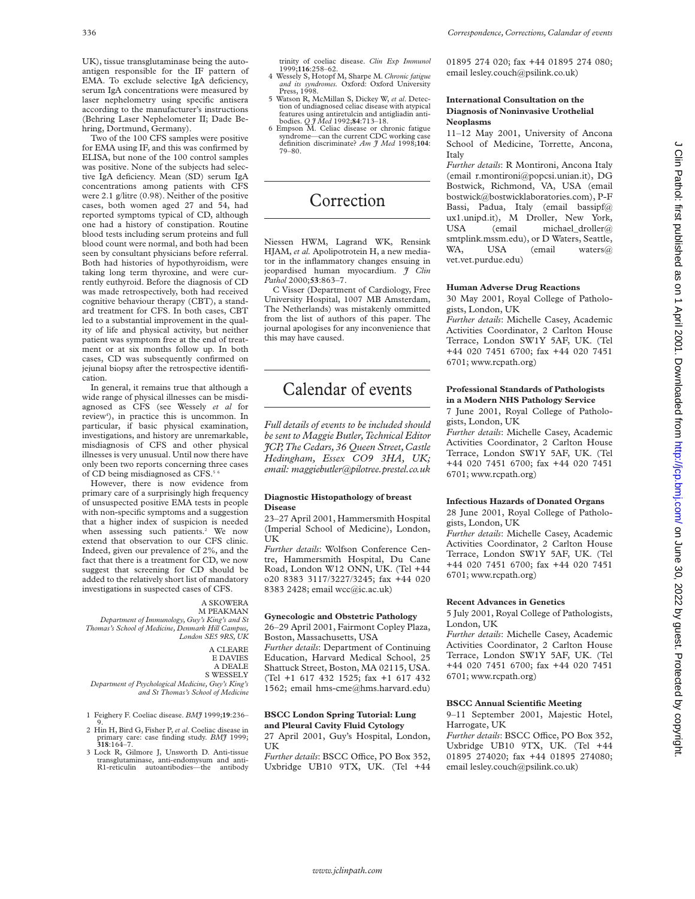UK), tissue transglutaminase being the autoantigen responsible for the IF pattern of EMA. To exclude selective IgA deficiency, serum IgA concentrations were measured by laser nephelometry using specific antisera according to the manufacturer's instructions (Behring Laser Nephelometer II; Dade Behring, Dortmund, Germany).

Two of the 100 CFS samples were positive for EMA using IF, and this was confirmed by ELISA, but none of the 100 control samples was positive. None of the subjects had selective IgA deficiency. Mean (SD) serum IgA concentrations among patients with CFS were 2.1 g/litre (0.98). Neither of the positive cases, both women aged 27 and 54, had reported symptoms typical of CD, although one had a history of constipation. Routine blood tests including serum proteins and full blood count were normal, and both had been seen by consultant physicians before referral. Both had histories of hypothyroidism, were taking long term thyroxine, and were currently euthyroid. Before the diagnosis of CD was made retrospectively, both had received cognitive behaviour therapy (CBT), a standard treatment for CFS. In both cases, CBT led to a substantial improvement in the quality of life and physical activity, but neither patient was symptom free at the end of treatment or at six months follow up. In both cases, CD was subsequently confirmed on jejunal biopsy after the retrospective identification.

In general, it remains true that although a wide range of physical illnesses can be misdiagnosed as CFS (see Wessely *et al* for review[4]), in practice this is uncommon. In particular, if basic physical examination, investigations, and history are unremarkable, misdiagnosis of CFS and other physical illnesses is very unusual. Until now there have only been two reports concerning three cases of CD being misdiagnosed as CFS.[5,6]

However, there is now evidence from primary care of a surprisingly high frequency of unsuspected positive EMA tests in people with non-specific symptoms and a suggestion that a higher index of suspicion is needed when assessing such patients.[2] We now extend that observation to our CFS clinic. Indeed, given our prevalence of 2%, and the fact that there is a treatment for CD, we now suggest that screening for CD should be added to the relatively short list of mandatory investigations in suspected cases of CFS.

A SKOWERA
M PEAKMAN
*Department of Immunology, Guy's King's and St Thomas's School of Medicine, Denmark Hill Campus, London SE5 9RS, UK*

A CLEARE
E DAVIES
A DEALE
S WESSELY
*Department of Psychological Medicine, Guy's King's and St Thomas's School of Medicine*

1 Feighery F. Coeliac disease. *BMJ* 1999;**19**:236–9.
2 Hin H, Bird G, Fisher P, *et al*. Coeliac disease in primary care: case finding study. *BMJ* 1999;**318**:164–7.
3 Lock R, Gilmore J, Unsworth D. Anti-tissue transglutaminase, anti-endomysum and anti-R1-reticulin autoantibodies—the antibody trinity of coeliac disease. *Clin Exp Immunol* 1999;**116**:258–62.
4 Wessely S, Hotopf M, Sharpe M. *Chronic fatigue and its syndromes.* Oxford: Oxford University Press, 1998.
5 Watson R, McMillan S, Dickey W, *et al*. Detection of undiagnosed celiac disease with atypical features using antiretulcin and antigliadin antibodies. *Q J Med* 1992;**84**:713–18.
6 Empson M. Celiac disease or chronic fatigue syndrome—can the current CDC working case definition discriminate? *Am J Med* 1998;**104**:79–80.

# Correction

Niessen HWM, Lagrand WK, Rensink HJAM, *et al.* Apolipotrotein H, a new mediator in the inflammatory changes ensuing in jeopardised human myocardium. *J Clin Pathol* 2000;**53**:863–7.

C Visser (Department of Cardiology, Free University Hospital, 1007 MB Amsterdam, The Netherlands) was mistakenly ommitted from the list of authors of this paper. The journal apologises for any inconvenience that this may have caused.

# Calendar of events

*Full details of events to be included should be sent to Maggie Butler, Technical Editor JCP, The Cedars, 36 Queen Street, Castle Hedingham, Essex CO9 3HA, UK; email: maggiebutler@pilotree.prestel.co.uk*

### Diagnostic Histopathology of breast Disease

23–27 April 2001, Hammersmith Hospital (Imperial School of Medicine), London, UK

*Further details*: Wolfson Conference Centre, Hammersmith Hospital, Du Cane Road, London W12 ONN, UK. (Tel +44 o20 8383 3117/3227/3245; fax +44 020 8383 2428; email wcc@ic.ac.uk)

### Gynecologic and Obstetric Pathology

26–29 April 2001, Fairmont Copley Plaza, Boston, Massachusetts, USA

*Further details*: Department of Continuing Education, Harvard Medical School, 25 Shattuck Street, Boston, MA 02115, USA. (Tel +1 617 432 1525; fax +1 617 432 1562; email hms-cme@hms.harvard.edu)

### BSCC London Spring Tutorial: Lung and Pleural Cavity Fluid Cytology

27 April 2001, Guy's Hospital, London, UK

*Further details*: BSCC Office, PO Box 352, Uxbridge UB10 9TX, UK. (Tel +44 01895 274 020; fax +44 01895 274 080; email lesley.couch@psilink.co.uk)

### International Consultation on the Diagnosis of Noninvasive Urothelial Neoplasms

11–12 May 2001, University of Ancona School of Medicine, Torrette, Ancona, Italy

*Further details*: R Montironi, Ancona Italy (email r.montironi@popcsi.unian.it), DG Bostwick, Richmond, VA, USA (email bostwick@bostwicklaboratories.com), P-F Bassi, Padua, Italy (email bassipf@ux1.unipd.it), M Droller, New York, USA (email michael_droller@smtplink.mssm.edu), or D Waters, Seattle, WA, USA (email waters@vet.vet.purdue.edu)

### Human Adverse Drug Reactions

30 May 2001, Royal College of Pathologists, London, UK

*Further details*: Michelle Casey, Academic Activities Coordinator, 2 Carlton House Terrace, London SW1Y 5AF, UK. (Tel +44 020 7451 6700; fax +44 020 7451 6701; www.rcpath.org)

### Professional Standards of Pathologists in a Modern NHS Pathology Service

7 June 2001, Royal College of Pathologists, London, UK

*Further details*: Michelle Casey, Academic Activities Coordinator, 2 Carlton House Terrace, London SW1Y 5AF, UK. (Tel +44 020 7451 6700; fax +44 020 7451 6701; www.rcpath.org)

### Infectious Hazards of Donated Organs

28 June 2001, Royal College of Pathologists, London, UK

*Further details*: Michelle Casey, Academic Activities Coordinator, 2 Carlton House Terrace, London SW1Y 5AF, UK. (Tel +44 020 7451 6700; fax +44 020 7451 6701; www.rcpath.org)

### Recent Advances in Genetics

5 July 2001, Royal College of Pathologists, London, UK

*Further details*: Michelle Casey, Academic Activities Coordinator, 2 Carlton House Terrace, London SW1Y 5AF, UK. (Tel +44 020 7451 6700; fax +44 020 7451 6701; www.rcpath.org)

### BSCC Annual Scientific Meeting

9–11 September 2001, Majestic Hotel, Harrogate, UK

*Further details*: BSCC Office, PO Box 352, Uxbridge UB10 9TX, UK. (Tel +44 01895 274020; fax +44 01895 274080; email lesley.couch@psilink.co.uk)